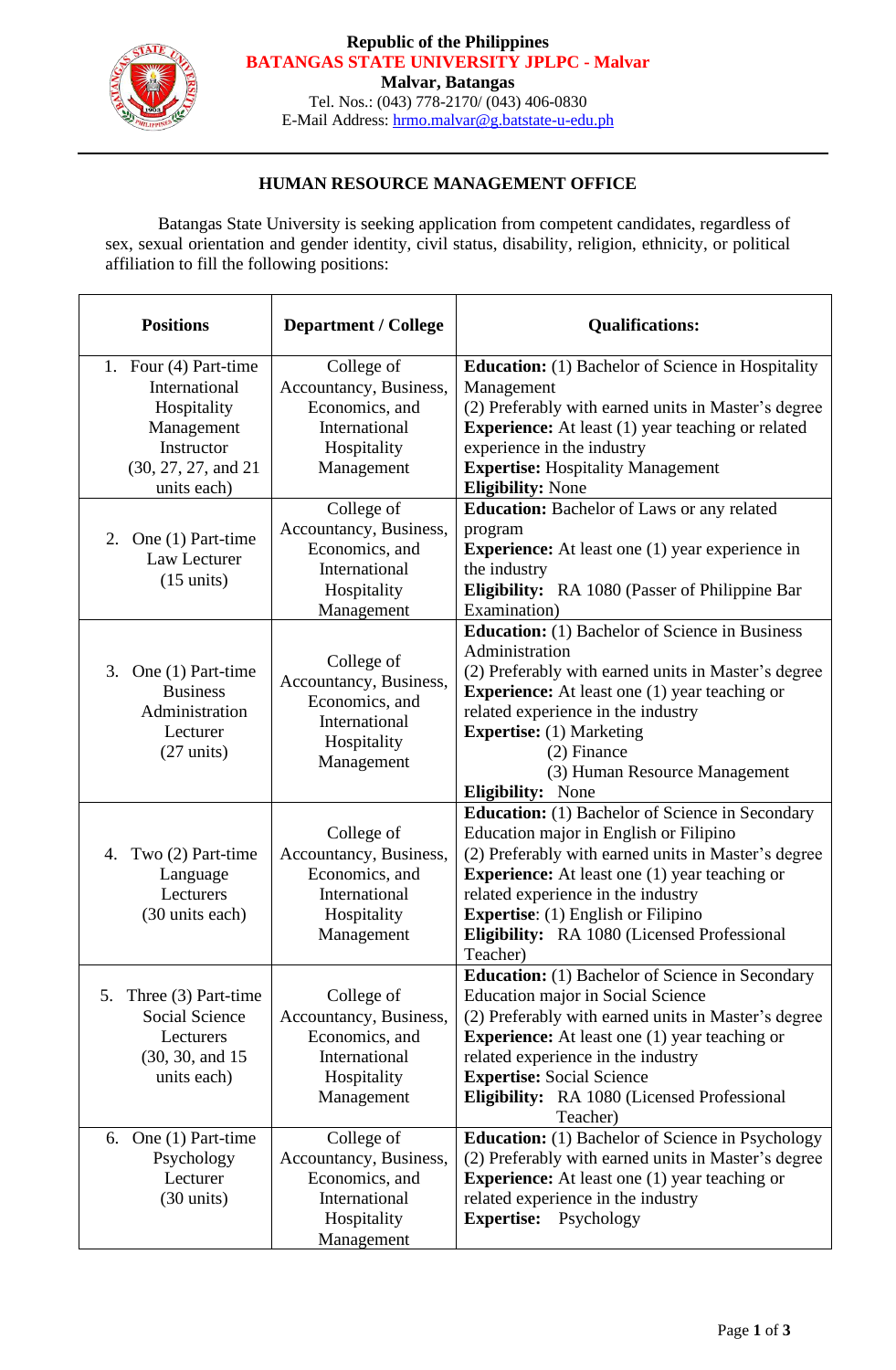Republic of the Philippines
**BATANGAS STATE UNIVERSITY JPLPC - Malvar**
**Malvar, Batangas**
Tel. Nos.: (043) 778-2170/ (043) 406-0830
E-Mail Address: hrmo.malvar@g.batstate-u-edu.ph

---

## HUMAN RESOURCE MANAGEMENT OFFICE

Batangas State University is seeking application from competent candidates, regardless of sex, sexual orientation and gender identity, civil status, disability, religion, ethnicity, or political affiliation to fill the following positions:

| Positions | Department / College | Qualifications: |
|---|---|---|
| 1. Four (4) Part-time International Hospitality Management Instructor (30, 27, 27, and 21 units each) | College of Accountancy, Business, Economics, and International Hospitality Management | **Education:** (1) Bachelor of Science in Hospitality Management<br>(2) Preferably with earned units in Master's degree<br>**Experience:** At least (1) year teaching or related experience in the industry<br>**Expertise:** Hospitality Management<br>**Eligibility:** None |
| 2. One (1) Part-time Law Lecturer (15 units) | College of Accountancy, Business, Economics, and International Hospitality Management | **Education:** Bachelor of Laws or any related program<br>**Experience:** At least one (1) year experience in the industry<br>**Eligibility:** RA 1080 (Passer of Philippine Bar Examination) |
| 3. One (1) Part-time Business Administration Lecturer (27 units) | College of Accountancy, Business, Economics, and International Hospitality Management | **Education:** (1) Bachelor of Science in Business Administration<br>(2) Preferably with earned units in Master's degree<br>**Experience:** At least one (1) year teaching or related experience in the industry<br>**Expertise:** (1) Marketing<br>(2) Finance<br>(3) Human Resource Management<br>**Eligibility:** None |
| 4. Two (2) Part-time Language Lecturers (30 units each) | College of Accountancy, Business, Economics, and International Hospitality Management | **Education:** (1) Bachelor of Science in Secondary Education major in English or Filipino<br>(2) Preferably with earned units in Master's degree<br>**Experience:** At least one (1) year teaching or related experience in the industry<br>**Expertise**: (1) English or Filipino<br>**Eligibility:** RA 1080 (Licensed Professional Teacher) |
| 5. Three (3) Part-time Social Science Lecturers (30, 30, and 15 units each) | College of Accountancy, Business, Economics, and International Hospitality Management | **Education:** (1) Bachelor of Science in Secondary Education major in Social Science<br>(2) Preferably with earned units in Master's degree<br>**Experience:** At least one (1) year teaching or related experience in the industry<br>**Expertise:** Social Science<br>**Eligibility:** RA 1080 (Licensed Professional Teacher) |
| 6. One (1) Part-time Psychology Lecturer (30 units) | College of Accountancy, Business, Economics, and International Hospitality Management | **Education:** (1) Bachelor of Science in Psychology<br>(2) Preferably with earned units in Master's degree<br>**Experience:** At least one (1) year teaching or related experience in the industry<br>**Expertise:** Psychology |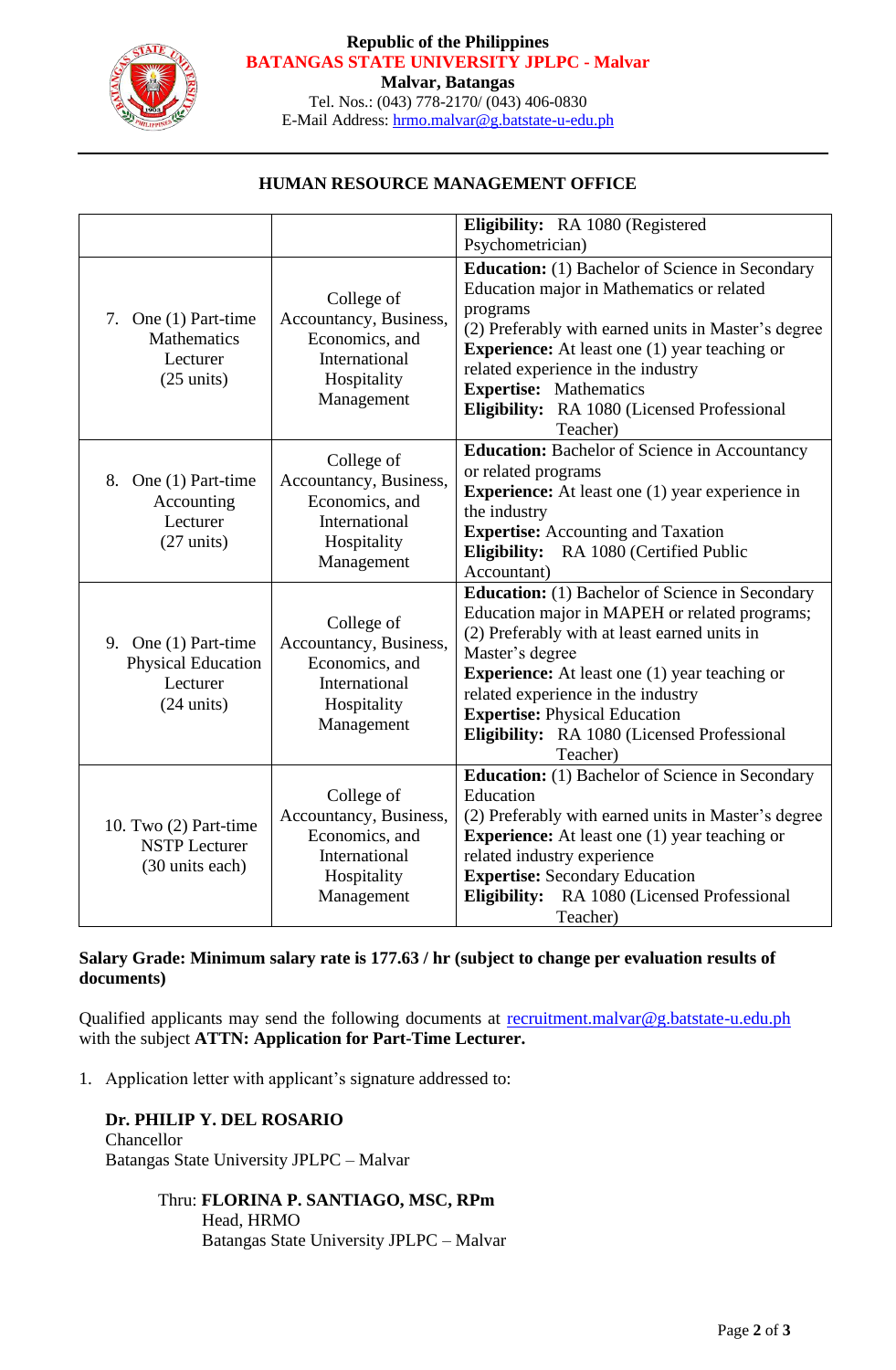Republic of the Philippines

**BATANGAS STATE UNIVERSITY JPLPC - Malvar**

**Malvar, Batangas**

Tel. Nos.: (043) 778-2170/ (043) 406-0830

E-Mail Address: hrmo.malvar@g.batstate-u-edu.ph

---

## HUMAN RESOURCE MANAGEMENT OFFICE

| | | |
|---|---|---|
| | | **Eligibility:** RA 1080 (Registered Psychometrician) |
| 7. One (1) Part-time Mathematics Lecturer (25 units) | College of Accountancy, Business, Economics, and International Hospitality Management | **Education:** (1) Bachelor of Science in Secondary Education major in Mathematics or related programs<br>(2) Preferably with earned units in Master's degree<br>**Experience:** At least one (1) year teaching or related experience in the industry<br>**Expertise:** Mathematics<br>**Eligibility:** RA 1080 (Licensed Professional Teacher) |
| 8. One (1) Part-time Accounting Lecturer (27 units) | College of Accountancy, Business, Economics, and International Hospitality Management | **Education:** Bachelor of Science in Accountancy or related programs<br>**Experience:** At least one (1) year experience in the industry<br>**Expertise:** Accounting and Taxation<br>**Eligibility:** RA 1080 (Certified Public Accountant) |
| 9. One (1) Part-time Physical Education Lecturer (24 units) | College of Accountancy, Business, Economics, and International Hospitality Management | **Education:** (1) Bachelor of Science in Secondary Education major in MAPEH or related programs;<br>(2) Preferably with at least earned units in Master's degree<br>**Experience:** At least one (1) year teaching or related experience in the industry<br>**Expertise:** Physical Education<br>**Eligibility:** RA 1080 (Licensed Professional Teacher) |
| 10. Two (2) Part-time NSTP Lecturer (30 units each) | College of Accountancy, Business, Economics, and International Hospitality Management | **Education:** (1) Bachelor of Science in Secondary Education<br>(2) Preferably with earned units in Master's degree<br>**Experience:** At least one (1) year teaching or related industry experience<br>**Expertise:** Secondary Education<br>**Eligibility:** RA 1080 (Licensed Professional Teacher) |

**Salary Grade: Minimum salary rate is 177.63 / hr (subject to change per evaluation results of documents)**

Qualified applicants may send the following documents at recruitment.malvar@g.batstate-u.edu.ph with the subject **ATTN: Application for Part-Time Lecturer.**

1. Application letter with applicant's signature addressed to:

   **Dr. PHILIP Y. DEL ROSARIO**
   Chancellor
   Batangas State University JPLPC – Malvar

   Thru: **FLORINA P. SANTIAGO, MSC, RPm**
   Head, HRMO
   Batangas State University JPLPC – Malvar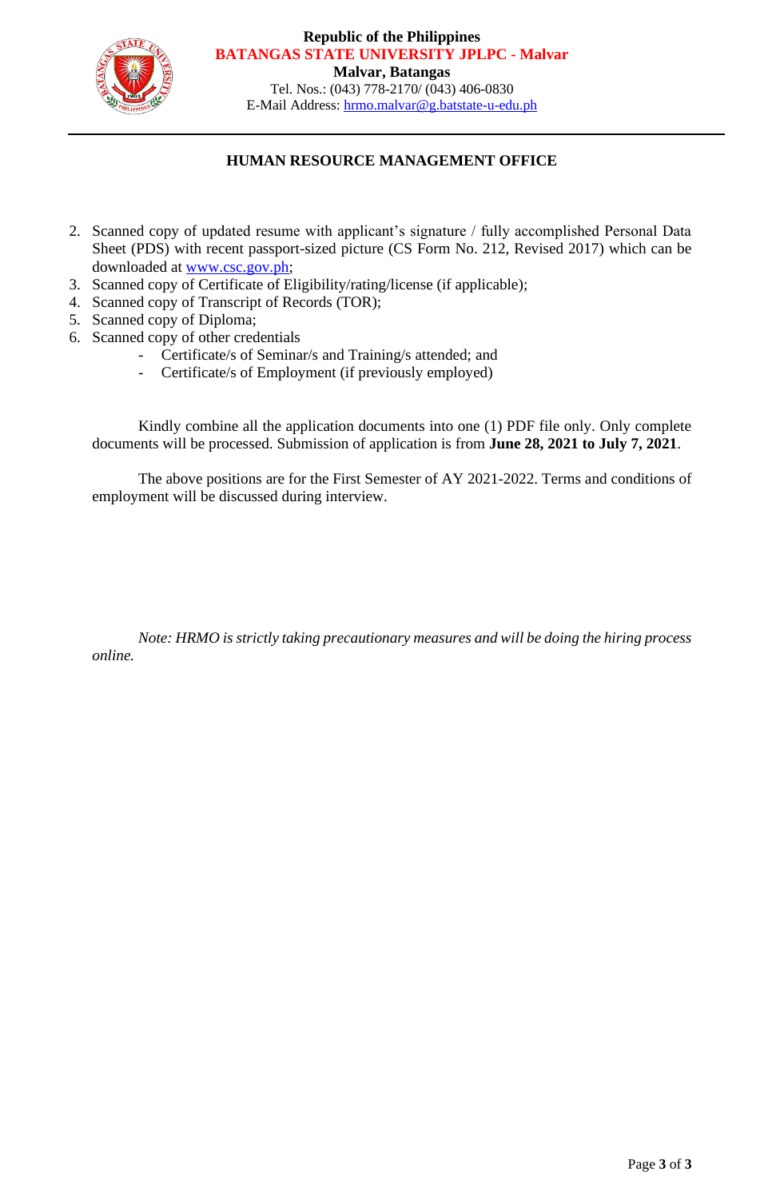Republic of the Philippines
**BATANGAS STATE UNIVERSITY JPLPC - Malvar**
**Malvar, Batangas**
Tel. Nos.: (043) 778-2170/ (043) 406-0830
E-Mail Address: hrmo.malvar@g.batstate-u-edu.ph

**HUMAN RESOURCE MANAGEMENT OFFICE**

2. Scanned copy of updated resume with applicant's signature / fully accomplished Personal Data Sheet (PDS) with recent passport-sized picture (CS Form No. 212, Revised 2017) which can be downloaded at www.csc.gov.ph;
3. Scanned copy of Certificate of Eligibility/rating/license (if applicable);
4. Scanned copy of Transcript of Records (TOR);
5. Scanned copy of Diploma;
6. Scanned copy of other credentials
   - Certificate/s of Seminar/s and Training/s attended; and
   - Certificate/s of Employment (if previously employed)

Kindly combine all the application documents into one (1) PDF file only. Only complete documents will be processed. Submission of application is from **June 28, 2021 to July 7, 2021**.

The above positions are for the First Semester of AY 2021-2022. Terms and conditions of employment will be discussed during interview.

*Note: HRMO is strictly taking precautionary measures and will be doing the hiring process online.*